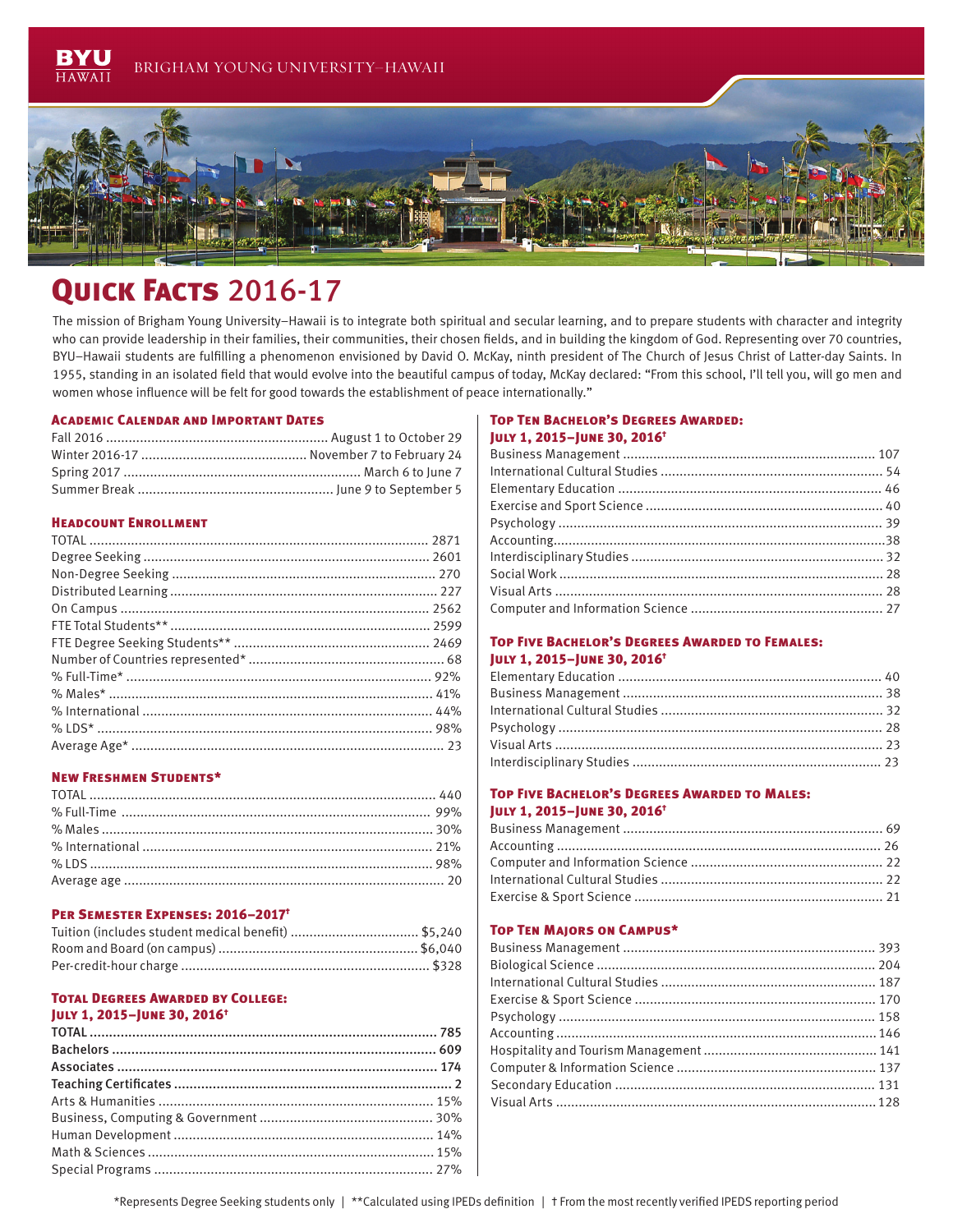BYU HAWAII — BRIGHAM YOUNG UNIVERSITY–HAWAII

# Quick Facts 2016-17

The mission of Brigham Young University–Hawaii is to integrate both spiritual and secular learning, and to prepare students with character and integrity who can provide leadership in their families, their communities, their chosen fields, and in building the kingdom of God. Representing over 70 countries, BYU–Hawaii students are fulfilling a phenomenon envisioned by David O. McKay, ninth president of The Church of Jesus Christ of Latter-day Saints. In 1955, standing in an isolated field that would evolve into the beautiful campus of today, McKay declared: "From this school, I'll tell you, will go men and women whose influence will be felt for good towards the establishment of peace internationally."

## Academic Calendar and Important Dates

| | |
|---|---|
| Fall 2016 | August 1 to October 29 |
| Winter 2016-17 | November 7 to February 24 |
| Spring 2017 | March 6 to June 7 |
| Summer Break | June 9 to September 5 |

## Headcount Enrollment

| | |
|---|---|
| TOTAL | 2871 |
| Degree Seeking | 2601 |
| Non-Degree Seeking | 270 |
| Distributed Learning | 227 |
| On Campus | 2562 |
| FTE Total Students** | 2599 |
| FTE Degree Seeking Students** | 2469 |
| Number of Countries represented* | 68 |
| % Full-Time* | 92% |
| % Males* | 41% |
| % International | 44% |
| % LDS* | 98% |
| Average Age* | 23 |

## New Freshmen Students*

| | |
|---|---|
| TOTAL | 440 |
| % Full-Time | 99% |
| % Males | 30% |
| % International | 21% |
| % LDS | 98% |
| Average age | 20 |

## Per Semester Expenses: 2016–2017†

| | |
|---|---|
| Tuition (includes student medical benefit) | $5,240 |
| Room and Board (on campus) | $6,040 |
| Per-credit-hour charge | $328 |

## Total Degrees Awarded by College: July 1, 2015–June 30, 2016†

| | |
|---|---|
| **TOTAL** | **785** |
| **Bachelors** | **609** |
| **Associates** | **174** |
| **Teaching Certificates** | **2** |
| Arts & Humanities | 15% |
| Business, Computing & Government | 30% |
| Human Development | 14% |
| Math & Sciences | 15% |
| Special Programs | 27% |

## Top Ten Bachelor's Degrees Awarded: July 1, 2015–June 30, 2016†

| | |
|---|---|
| Business Management | 107 |
| International Cultural Studies | 54 |
| Elementary Education | 46 |
| Exercise and Sport Science | 40 |
| Psychology | 39 |
| Accounting | 38 |
| Interdisciplinary Studies | 32 |
| Social Work | 28 |
| Visual Arts | 28 |
| Computer and Information Science | 27 |

## Top Five Bachelor's Degrees Awarded to Females: July 1, 2015–June 30, 2016†

| | |
|---|---|
| Elementary Education | 40 |
| Business Management | 38 |
| International Cultural Studies | 32 |
| Psychology | 28 |
| Visual Arts | 23 |
| Interdisciplinary Studies | 23 |

## Top Five Bachelor's Degrees Awarded to Males: July 1, 2015–June 30, 2016†

| | |
|---|---|
| Business Management | 69 |
| Accounting | 26 |
| Computer and Information Science | 22 |
| International Cultural Studies | 22 |
| Exercise & Sport Science | 21 |

## Top Ten Majors on Campus*

| | |
|---|---|
| Business Management | 393 |
| Biological Science | 204 |
| International Cultural Studies | 187 |
| Exercise & Sport Science | 170 |
| Psychology | 158 |
| Accounting | 146 |
| Hospitality and Tourism Management | 141 |
| Computer & Information Science | 137 |
| Secondary Education | 131 |
| Visual Arts | 128 |

*Represents Degree Seeking students only | **Calculated using IPEDs definition | † From the most recently verified IPEDS reporting period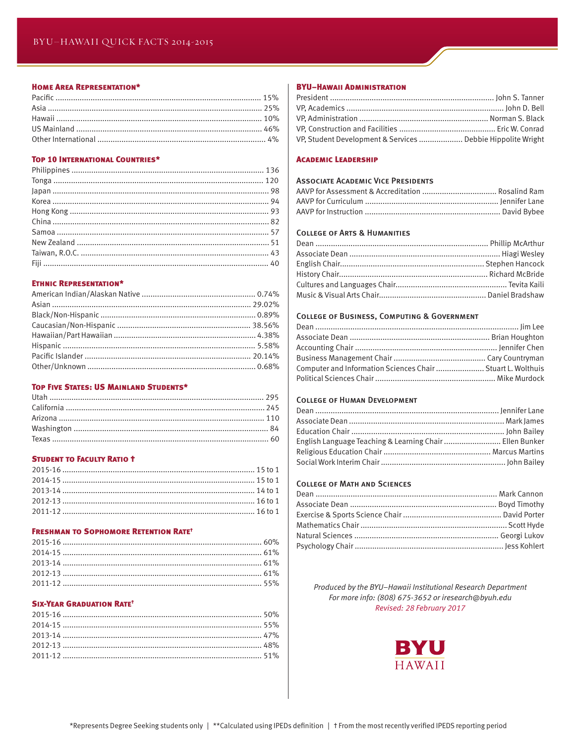# BYU–Hawaii Quick Facts 2014-2015

## Home Area Representation*

| | |
|---|---|
| Pacific | 15% |
| Asia | 25% |
| Hawaii | 10% |
| US Mainland | 46% |
| Other International | 4% |

## Top 10 International Countries*

| | |
|---|---|
| Philippines | 136 |
| Tonga | 120 |
| Japan | 98 |
| Korea | 94 |
| Hong Kong | 93 |
| China | 82 |
| Samoa | 57 |
| New Zealand | 51 |
| Taiwan, R.O.C. | 43 |
| Fiji | 40 |

## Ethnic Representation*

| | |
|---|---|
| American Indian/Alaskan Native | 0.74% |
| Asian | 29.02% |
| Black/Non-Hispanic | 0.89% |
| Caucasian/Non-Hispanic | 38.56% |
| Hawaiian/Part Hawaiian | 4.38% |
| Hispanic | 5.58% |
| Pacific Islander | 20.14% |
| Other/Unknown | 0.68% |

## Top Five States: US Mainland Students*

| | |
|---|---|
| Utah | 295 |
| California | 245 |
| Arizona | 110 |
| Washington | 84 |
| Texas | 60 |

## Student to Faculty Ratio †

| | |
|---|---|
| 2015-16 | 15 to 1 |
| 2014-15 | 15 to 1 |
| 2013-14 | 14 to 1 |
| 2012-13 | 16 to 1 |
| 2011-12 | 16 to 1 |

## Freshman to Sophomore Retention Rate†

| | |
|---|---|
| 2015-16 | 60% |
| 2014-15 | 61% |
| 2013-14 | 61% |
| 2012-13 | 61% |
| 2011-12 | 55% |

## Six-Year Graduation Rate†

| | |
|---|---|
| 2015-16 | 50% |
| 2014-15 | 55% |
| 2013-14 | 47% |
| 2012-13 | 48% |
| 2011-12 | 51% |

## BYU–Hawaii Administration

| | |
|---|---|
| President | John S. Tanner |
| VP, Academics | John D. Bell |
| VP, Administration | Norman S. Black |
| VP, Construction and Facilities | Eric W. Conrad |
| VP, Student Development & Services | Debbie Hippolite Wright |

## Academic Leadership

### Associate Academic Vice Presidents

| | |
|---|---|
| AAVP for Assessment & Accreditation | Rosalind Ram |
| AAVP for Curriculum | Jennifer Lane |
| AAVP for Instruction | David Bybee |

### College of Arts & Humanities

| | |
|---|---|
| Dean | Phillip McArthur |
| Associate Dean | Hiagi Wesley |
| English Chair | Stephen Hancock |
| History Chair | Richard McBride |
| Cultures and Languages Chair | Tevita Kaili |
| Music & Visual Arts Chair | Daniel Bradshaw |

### College of Business, Computing & Government

| | |
|---|---|
| Dean | Jim Lee |
| Associate Dean | Brian Houghton |
| Accounting Chair | Jennifer Chen |
| Business Management Chair | Cary Countryman |
| Computer and Information Sciences Chair | Stuart L. Wolthuis |
| Political Sciences Chair | Mike Murdock |

### College of Human Development

| | |
|---|---|
| Dean | Jennifer Lane |
| Associate Dean | Mark James |
| Education Chair | John Bailey |
| English Language Teaching & Learning Chair | Ellen Bunker |
| Religious Education Chair | Marcus Martins |
| Social Work Interim Chair | John Bailey |

### College of Math and Sciences

| | |
|---|---|
| Dean | Mark Cannon |
| Associate Dean | Boyd Timothy |
| Exercise & Sports Science Chair | David Porter |
| Mathematics Chair | Scott Hyde |
| Natural Sciences | Georgi Lukov |
| Psychology Chair | Jess Kohlert |

*Produced by the BYU–Hawaii Institutional Research Department*
*For more info: (808) 675-3652 or iresearch@byuh.edu*
*Revised: 28 February 2017*

BYU HAWAII

*Represents Degree Seeking students only | **Calculated using IPEDs definition | † From the most recently verified IPEDS reporting period